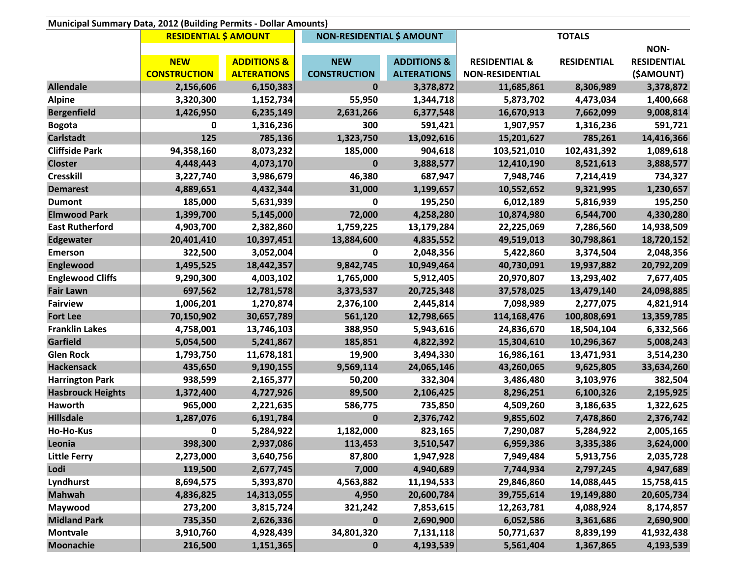**Municipal Summary Data, 2012 (Building Permits - Dollar Amounts)**

| | RESIDENTIAL $ AMOUNT | | NON-RESIDENTIAL $ AMOUNT | | TOTALS | | |
|---|---|---|---|---|---|---|---|
| | NEW CONSTRUCTION | ADDITIONS & ALTERATIONS | NEW CONSTRUCTION | ADDITIONS & ALTERATIONS | RESIDENTIAL & NON-RESIDENTIAL | RESIDENTIAL | NON-RESIDENTIAL ($AMOUNT) |
| **Allendale** | 2,156,606 | 6,150,383 | 0 | 3,378,872 | 11,685,861 | 8,306,989 | 3,378,872 |
| **Alpine** | 3,320,300 | 1,152,734 | 55,950 | 1,344,718 | 5,873,702 | 4,473,034 | 1,400,668 |
| **Bergenfield** | 1,426,950 | 6,235,149 | 2,631,266 | 6,377,548 | 16,670,913 | 7,662,099 | 9,008,814 |
| **Bogota** | 0 | 1,316,236 | 300 | 591,421 | 1,907,957 | 1,316,236 | 591,721 |
| **Carlstadt** | 125 | 785,136 | 1,323,750 | 13,092,616 | 15,201,627 | 785,261 | 14,416,366 |
| **Cliffside Park** | 94,358,160 | 8,073,232 | 185,000 | 904,618 | 103,521,010 | 102,431,392 | 1,089,618 |
| **Closter** | 4,448,443 | 4,073,170 | 0 | 3,888,577 | 12,410,190 | 8,521,613 | 3,888,577 |
| **Cresskill** | 3,227,740 | 3,986,679 | 46,380 | 687,947 | 7,948,746 | 7,214,419 | 734,327 |
| **Demarest** | 4,889,651 | 4,432,344 | 31,000 | 1,199,657 | 10,552,652 | 9,321,995 | 1,230,657 |
| **Dumont** | 185,000 | 5,631,939 | 0 | 195,250 | 6,012,189 | 5,816,939 | 195,250 |
| **Elmwood Park** | 1,399,700 | 5,145,000 | 72,000 | 4,258,280 | 10,874,980 | 6,544,700 | 4,330,280 |
| **East Rutherford** | 4,903,700 | 2,382,860 | 1,759,225 | 13,179,284 | 22,225,069 | 7,286,560 | 14,938,509 |
| **Edgewater** | 20,401,410 | 10,397,451 | 13,884,600 | 4,835,552 | 49,519,013 | 30,798,861 | 18,720,152 |
| **Emerson** | 322,500 | 3,052,004 | 0 | 2,048,356 | 5,422,860 | 3,374,504 | 2,048,356 |
| **Englewood** | 1,495,525 | 18,442,357 | 9,842,745 | 10,949,464 | 40,730,091 | 19,937,882 | 20,792,209 |
| **Englewood Cliffs** | 9,290,300 | 4,003,102 | 1,765,000 | 5,912,405 | 20,970,807 | 13,293,402 | 7,677,405 |
| **Fair Lawn** | 697,562 | 12,781,578 | 3,373,537 | 20,725,348 | 37,578,025 | 13,479,140 | 24,098,885 |
| **Fairview** | 1,006,201 | 1,270,874 | 2,376,100 | 2,445,814 | 7,098,989 | 2,277,075 | 4,821,914 |
| **Fort Lee** | 70,150,902 | 30,657,789 | 561,120 | 12,798,665 | 114,168,476 | 100,808,691 | 13,359,785 |
| **Franklin Lakes** | 4,758,001 | 13,746,103 | 388,950 | 5,943,616 | 24,836,670 | 18,504,104 | 6,332,566 |
| **Garfield** | 5,054,500 | 5,241,867 | 185,851 | 4,822,392 | 15,304,610 | 10,296,367 | 5,008,243 |
| **Glen Rock** | 1,793,750 | 11,678,181 | 19,900 | 3,494,330 | 16,986,161 | 13,471,931 | 3,514,230 |
| **Hackensack** | 435,650 | 9,190,155 | 9,569,114 | 24,065,146 | 43,260,065 | 9,625,805 | 33,634,260 |
| **Harrington Park** | 938,599 | 2,165,377 | 50,200 | 332,304 | 3,486,480 | 3,103,976 | 382,504 |
| **Hasbrouck Heights** | 1,372,400 | 4,727,926 | 89,500 | 2,106,425 | 8,296,251 | 6,100,326 | 2,195,925 |
| **Haworth** | 965,000 | 2,221,635 | 586,775 | 735,850 | 4,509,260 | 3,186,635 | 1,322,625 |
| **Hillsdale** | 1,287,076 | 6,191,784 | 0 | 2,376,742 | 9,855,602 | 7,478,860 | 2,376,742 |
| **Ho-Ho-Kus** | 0 | 5,284,922 | 1,182,000 | 823,165 | 7,290,087 | 5,284,922 | 2,005,165 |
| **Leonia** | 398,300 | 2,937,086 | 113,453 | 3,510,547 | 6,959,386 | 3,335,386 | 3,624,000 |
| **Little Ferry** | 2,273,000 | 3,640,756 | 87,800 | 1,947,928 | 7,949,484 | 5,913,756 | 2,035,728 |
| **Lodi** | 119,500 | 2,677,745 | 7,000 | 4,940,689 | 7,744,934 | 2,797,245 | 4,947,689 |
| **Lyndhurst** | 8,694,575 | 5,393,870 | 4,563,882 | 11,194,533 | 29,846,860 | 14,088,445 | 15,758,415 |
| **Mahwah** | 4,836,825 | 14,313,055 | 4,950 | 20,600,784 | 39,755,614 | 19,149,880 | 20,605,734 |
| **Maywood** | 273,200 | 3,815,724 | 321,242 | 7,853,615 | 12,263,781 | 4,088,924 | 8,174,857 |
| **Midland Park** | 735,350 | 2,626,336 | 0 | 2,690,900 | 6,052,586 | 3,361,686 | 2,690,900 |
| **Montvale** | 3,910,760 | 4,928,439 | 34,801,320 | 7,131,118 | 50,771,637 | 8,839,199 | 41,932,438 |
| **Moonachie** | 216,500 | 1,151,365 | 0 | 4,193,539 | 5,561,404 | 1,367,865 | 4,193,539 |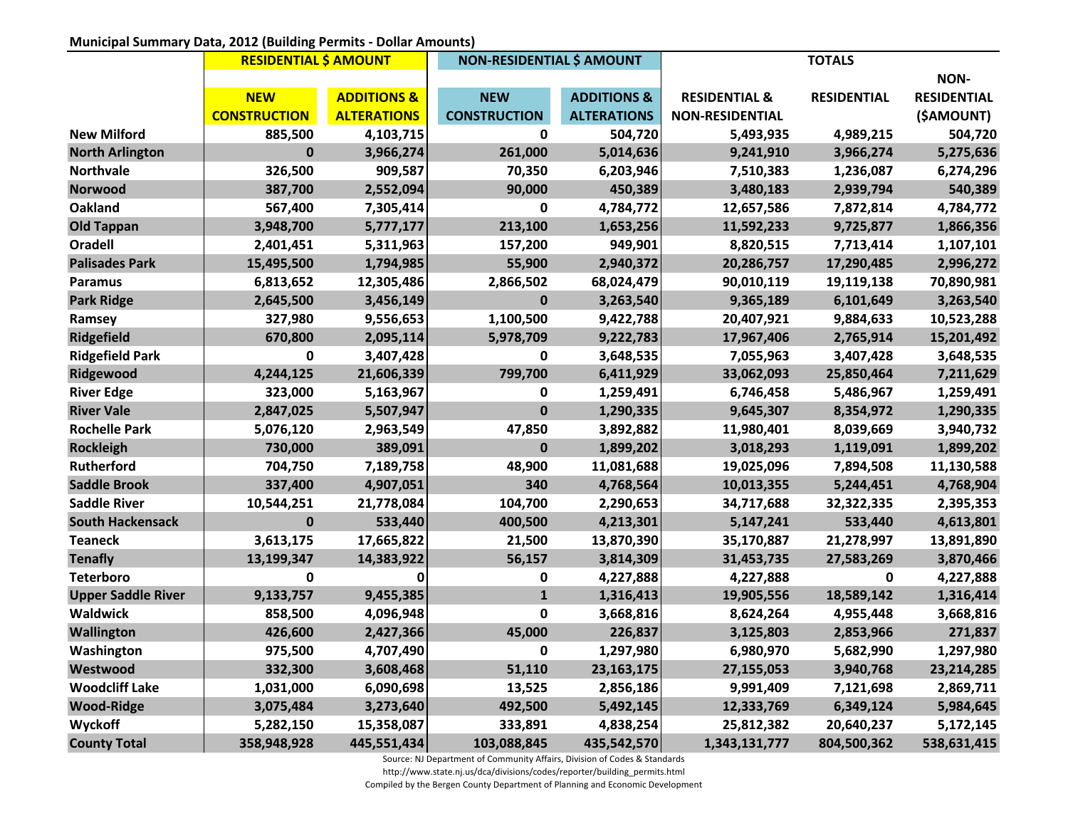Municipal Summary Data, 2012 (Building Permits - Dollar Amounts)

| | RESIDENTIAL $ AMOUNT | | NON-RESIDENTIAL $ AMOUNT | | TOTALS | | |
|---|---|---|---|---|---|---|---|
| | NEW CONSTRUCTION | ADDITIONS & ALTERATIONS | NEW CONSTRUCTION | ADDITIONS & ALTERATIONS | RESIDENTIAL & NON-RESIDENTIAL | RESIDENTIAL | NON-RESIDENTIAL ($AMOUNT) |
| New Milford | 885,500 | 4,103,715 | 0 | 504,720 | 5,493,935 | 4,989,215 | 504,720 |
| North Arlington | 0 | 3,966,274 | 261,000 | 5,014,636 | 9,241,910 | 3,966,274 | 5,275,636 |
| Northvale | 326,500 | 909,587 | 70,350 | 6,203,946 | 7,510,383 | 1,236,087 | 6,274,296 |
| Norwood | 387,700 | 2,552,094 | 90,000 | 450,389 | 3,480,183 | 2,939,794 | 540,389 |
| Oakland | 567,400 | 7,305,414 | 0 | 4,784,772 | 12,657,586 | 7,872,814 | 4,784,772 |
| Old Tappan | 3,948,700 | 5,777,177 | 213,100 | 1,653,256 | 11,592,233 | 9,725,877 | 1,866,356 |
| Oradell | 2,401,451 | 5,311,963 | 157,200 | 949,901 | 8,820,515 | 7,713,414 | 1,107,101 |
| Palisades Park | 15,495,500 | 1,794,985 | 55,900 | 2,940,372 | 20,286,757 | 17,290,485 | 2,996,272 |
| Paramus | 6,813,652 | 12,305,486 | 2,866,502 | 68,024,479 | 90,010,119 | 19,119,138 | 70,890,981 |
| Park Ridge | 2,645,500 | 3,456,149 | 0 | 3,263,540 | 9,365,189 | 6,101,649 | 3,263,540 |
| Ramsey | 327,980 | 9,556,653 | 1,100,500 | 9,422,788 | 20,407,921 | 9,884,633 | 10,523,288 |
| Ridgefield | 670,800 | 2,095,114 | 5,978,709 | 9,222,783 | 17,967,406 | 2,765,914 | 15,201,492 |
| Ridgefield Park | 0 | 3,407,428 | 0 | 3,648,535 | 7,055,963 | 3,407,428 | 3,648,535 |
| Ridgewood | 4,244,125 | 21,606,339 | 799,700 | 6,411,929 | 33,062,093 | 25,850,464 | 7,211,629 |
| River Edge | 323,000 | 5,163,967 | 0 | 1,259,491 | 6,746,458 | 5,486,967 | 1,259,491 |
| River Vale | 2,847,025 | 5,507,947 | 0 | 1,290,335 | 9,645,307 | 8,354,972 | 1,290,335 |
| Rochelle Park | 5,076,120 | 2,963,549 | 47,850 | 3,892,882 | 11,980,401 | 8,039,669 | 3,940,732 |
| Rockleigh | 730,000 | 389,091 | 0 | 1,899,202 | 3,018,293 | 1,119,091 | 1,899,202 |
| Rutherford | 704,750 | 7,189,758 | 48,900 | 11,081,688 | 19,025,096 | 7,894,508 | 11,130,588 |
| Saddle Brook | 337,400 | 4,907,051 | 340 | 4,768,564 | 10,013,355 | 5,244,451 | 4,768,904 |
| Saddle River | 10,544,251 | 21,778,084 | 104,700 | 2,290,653 | 34,717,688 | 32,322,335 | 2,395,353 |
| South Hackensack | 0 | 533,440 | 400,500 | 4,213,301 | 5,147,241 | 533,440 | 4,613,801 |
| Teaneck | 3,613,175 | 17,665,822 | 21,500 | 13,870,390 | 35,170,887 | 21,278,997 | 13,891,890 |
| Tenafly | 13,199,347 | 14,383,922 | 56,157 | 3,814,309 | 31,453,735 | 27,583,269 | 3,870,466 |
| Teterboro | 0 | 0 | 0 | 4,227,888 | 4,227,888 | 0 | 4,227,888 |
| Upper Saddle River | 9,133,757 | 9,455,385 | 1 | 1,316,413 | 19,905,556 | 18,589,142 | 1,316,414 |
| Waldwick | 858,500 | 4,096,948 | 0 | 3,668,816 | 8,624,264 | 4,955,448 | 3,668,816 |
| Wallington | 426,600 | 2,427,366 | 45,000 | 226,837 | 3,125,803 | 2,853,966 | 271,837 |
| Washington | 975,500 | 4,707,490 | 0 | 1,297,980 | 6,980,970 | 5,682,990 | 1,297,980 |
| Westwood | 332,300 | 3,608,468 | 51,110 | 23,163,175 | 27,155,053 | 3,940,768 | 23,214,285 |
| Woodcliff Lake | 1,031,000 | 6,090,698 | 13,525 | 2,856,186 | 9,991,409 | 7,121,698 | 2,869,711 |
| Wood-Ridge | 3,075,484 | 3,273,640 | 492,500 | 5,492,145 | 12,333,769 | 6,349,124 | 5,984,645 |
| Wyckoff | 5,282,150 | 15,358,087 | 333,891 | 4,838,254 | 25,812,382 | 20,640,237 | 5,172,145 |
| County Total | 358,948,928 | 445,551,434 | 103,088,845 | 435,542,570 | 1,343,131,777 | 804,500,362 | 538,631,415 |

Source: NJ Department of Community Affairs, Division of Codes & Standards

http://www.state.nj.us/dca/divisions/codes/reporter/building_permits.html

Compiled by the Bergen County Department of Planning and Economic Development